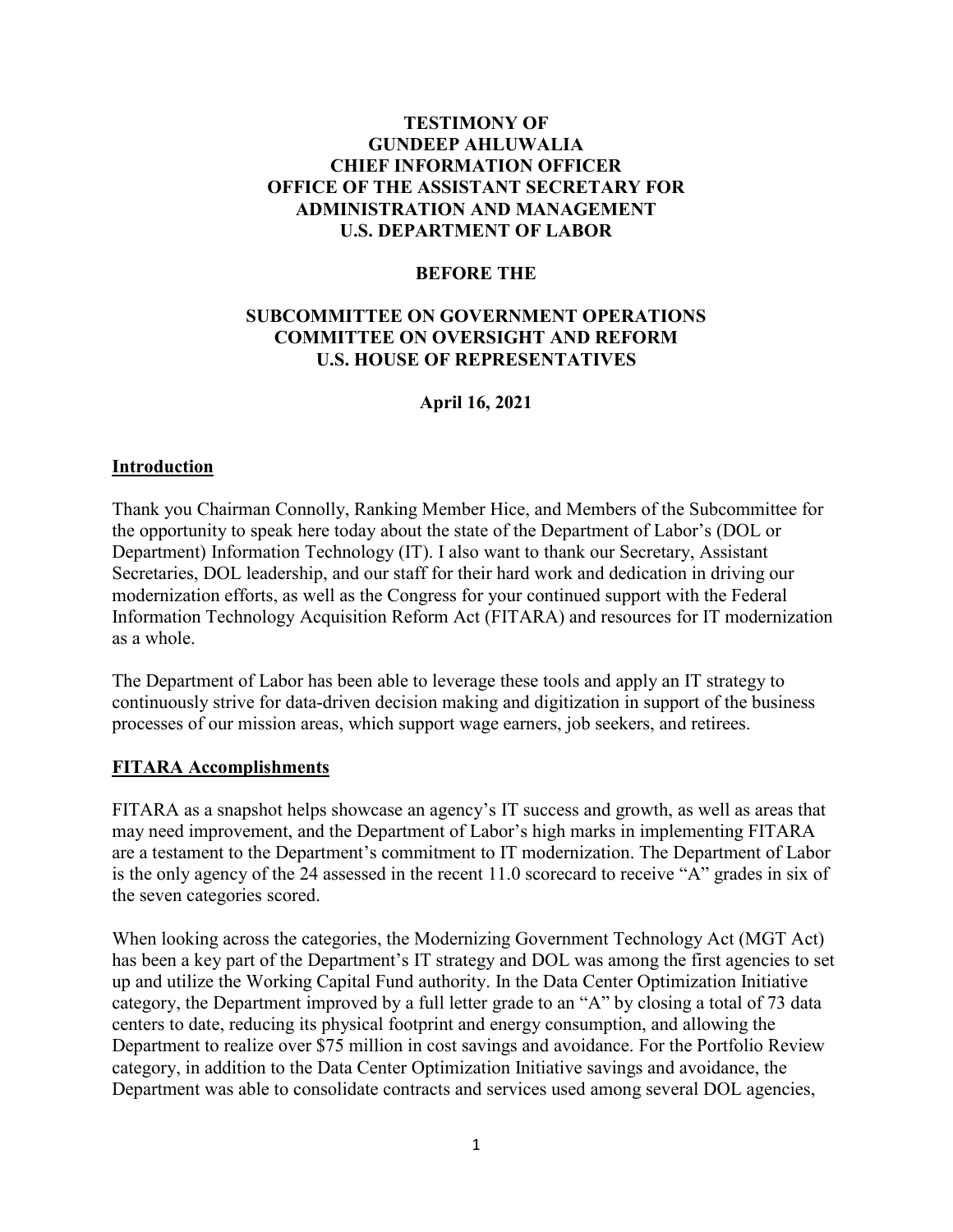**TESTIMONY OF**
**GUNDEEP AHLUWALIA**
**CHIEF INFORMATION OFFICER**
**OFFICE OF THE ASSISTANT SECRETARY FOR ADMINISTRATION AND MANAGEMENT**
**U.S. DEPARTMENT OF LABOR**

**BEFORE THE**

**SUBCOMMITTEE ON GOVERNMENT OPERATIONS**
**COMMITTEE ON OVERSIGHT AND REFORM**
**U.S. HOUSE OF REPRESENTATIVES**

**April 16, 2021**

## Introduction

Thank you Chairman Connolly, Ranking Member Hice, and Members of the Subcommittee for the opportunity to speak here today about the state of the Department of Labor's (DOL or Department) Information Technology (IT). I also want to thank our Secretary, Assistant Secretaries, DOL leadership, and our staff for their hard work and dedication in driving our modernization efforts, as well as the Congress for your continued support with the Federal Information Technology Acquisition Reform Act (FITARA) and resources for IT modernization as a whole.

The Department of Labor has been able to leverage these tools and apply an IT strategy to continuously strive for data-driven decision making and digitization in support of the business processes of our mission areas, which support wage earners, job seekers, and retirees.

## FITARA Accomplishments

FITARA as a snapshot helps showcase an agency's IT success and growth, as well as areas that may need improvement, and the Department of Labor's high marks in implementing FITARA are a testament to the Department's commitment to IT modernization. The Department of Labor is the only agency of the 24 assessed in the recent 11.0 scorecard to receive "A" grades in six of the seven categories scored.

When looking across the categories, the Modernizing Government Technology Act (MGT Act) has been a key part of the Department's IT strategy and DOL was among the first agencies to set up and utilize the Working Capital Fund authority. In the Data Center Optimization Initiative category, the Department improved by a full letter grade to an "A" by closing a total of 73 data centers to date, reducing its physical footprint and energy consumption, and allowing the Department to realize over $75 million in cost savings and avoidance. For the Portfolio Review category, in addition to the Data Center Optimization Initiative savings and avoidance, the Department was able to consolidate contracts and services used among several DOL agencies,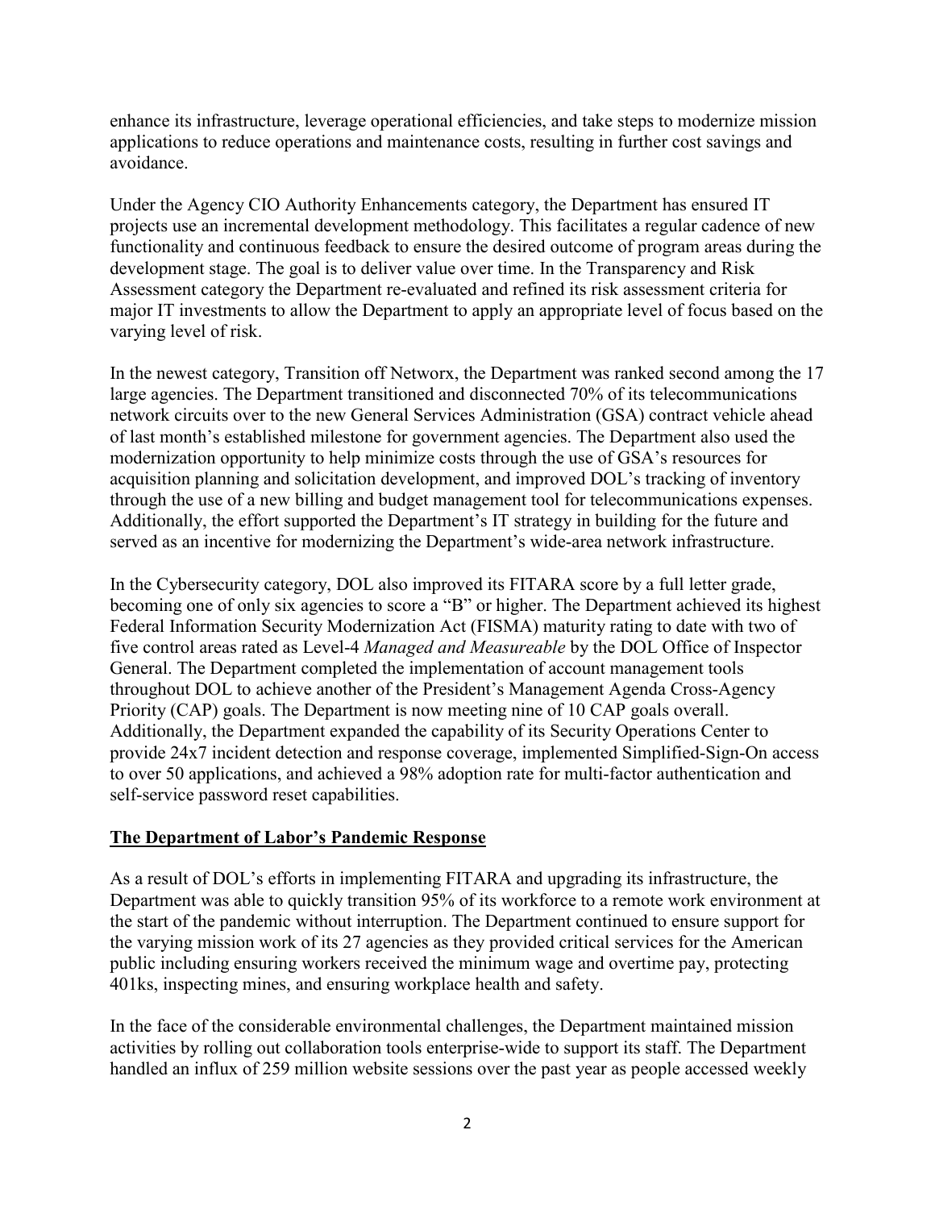enhance its infrastructure, leverage operational efficiencies, and take steps to modernize mission applications to reduce operations and maintenance costs, resulting in further cost savings and avoidance.

Under the Agency CIO Authority Enhancements category, the Department has ensured IT projects use an incremental development methodology. This facilitates a regular cadence of new functionality and continuous feedback to ensure the desired outcome of program areas during the development stage. The goal is to deliver value over time. In the Transparency and Risk Assessment category the Department re-evaluated and refined its risk assessment criteria for major IT investments to allow the Department to apply an appropriate level of focus based on the varying level of risk.

In the newest category, Transition off Networx, the Department was ranked second among the 17 large agencies. The Department transitioned and disconnected 70% of its telecommunications network circuits over to the new General Services Administration (GSA) contract vehicle ahead of last month's established milestone for government agencies. The Department also used the modernization opportunity to help minimize costs through the use of GSA's resources for acquisition planning and solicitation development, and improved DOL's tracking of inventory through the use of a new billing and budget management tool for telecommunications expenses. Additionally, the effort supported the Department's IT strategy in building for the future and served as an incentive for modernizing the Department's wide-area network infrastructure.

In the Cybersecurity category, DOL also improved its FITARA score by a full letter grade, becoming one of only six agencies to score a "B" or higher. The Department achieved its highest Federal Information Security Modernization Act (FISMA) maturity rating to date with two of five control areas rated as Level-4 *Managed and Measureable* by the DOL Office of Inspector General. The Department completed the implementation of account management tools throughout DOL to achieve another of the President's Management Agenda Cross-Agency Priority (CAP) goals. The Department is now meeting nine of 10 CAP goals overall. Additionally, the Department expanded the capability of its Security Operations Center to provide 24x7 incident detection and response coverage, implemented Simplified-Sign-On access to over 50 applications, and achieved a 98% adoption rate for multi-factor authentication and self-service password reset capabilities.

## The Department of Labor's Pandemic Response

As a result of DOL's efforts in implementing FITARA and upgrading its infrastructure, the Department was able to quickly transition 95% of its workforce to a remote work environment at the start of the pandemic without interruption. The Department continued to ensure support for the varying mission work of its 27 agencies as they provided critical services for the American public including ensuring workers received the minimum wage and overtime pay, protecting 401ks, inspecting mines, and ensuring workplace health and safety.

In the face of the considerable environmental challenges, the Department maintained mission activities by rolling out collaboration tools enterprise-wide to support its staff. The Department handled an influx of 259 million website sessions over the past year as people accessed weekly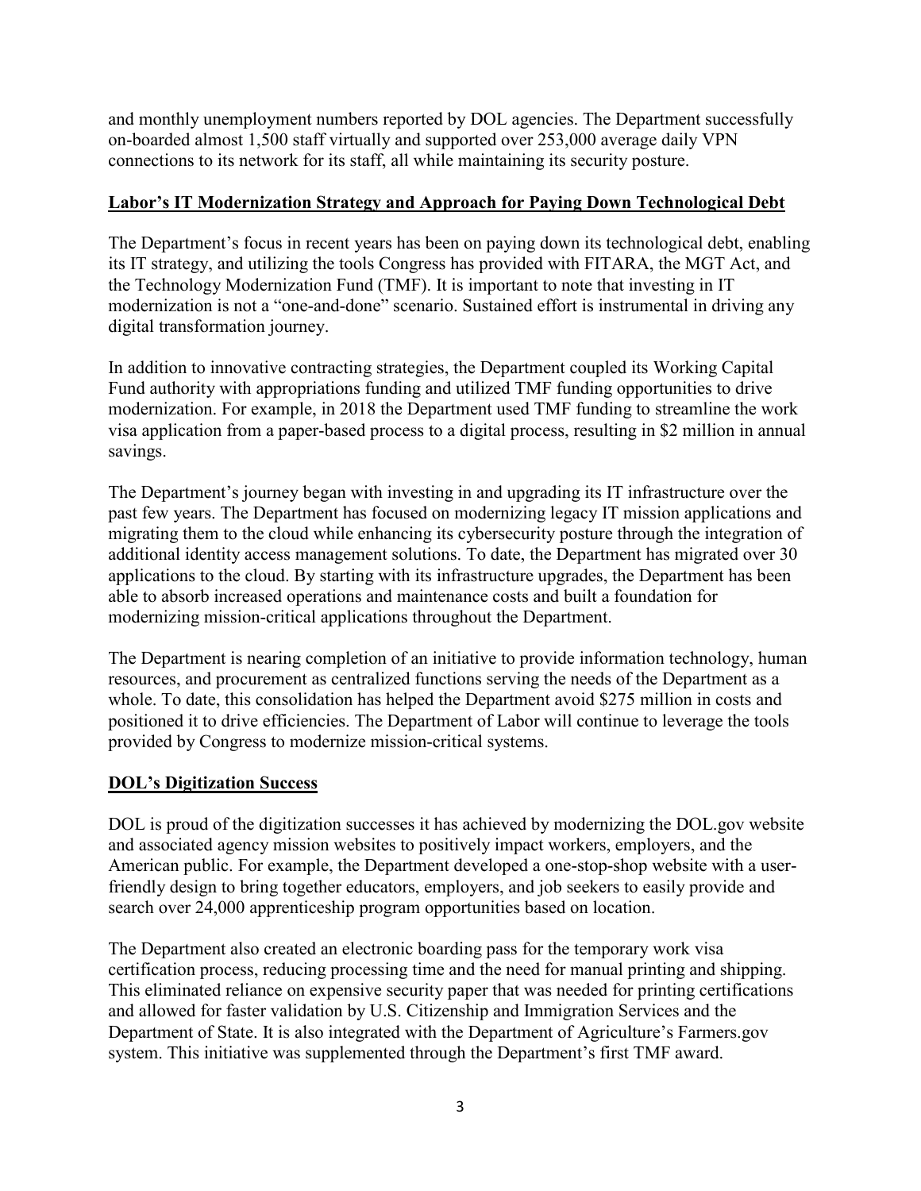and monthly unemployment numbers reported by DOL agencies. The Department successfully on-boarded almost 1,500 staff virtually and supported over 253,000 average daily VPN connections to its network for its staff, all while maintaining its security posture.

## Labor's IT Modernization Strategy and Approach for Paying Down Technological Debt

The Department's focus in recent years has been on paying down its technological debt, enabling its IT strategy, and utilizing the tools Congress has provided with FITARA, the MGT Act, and the Technology Modernization Fund (TMF). It is important to note that investing in IT modernization is not a "one-and-done" scenario. Sustained effort is instrumental in driving any digital transformation journey.

In addition to innovative contracting strategies, the Department coupled its Working Capital Fund authority with appropriations funding and utilized TMF funding opportunities to drive modernization. For example, in 2018 the Department used TMF funding to streamline the work visa application from a paper-based process to a digital process, resulting in $2 million in annual savings.

The Department's journey began with investing in and upgrading its IT infrastructure over the past few years. The Department has focused on modernizing legacy IT mission applications and migrating them to the cloud while enhancing its cybersecurity posture through the integration of additional identity access management solutions. To date, the Department has migrated over 30 applications to the cloud. By starting with its infrastructure upgrades, the Department has been able to absorb increased operations and maintenance costs and built a foundation for modernizing mission-critical applications throughout the Department.

The Department is nearing completion of an initiative to provide information technology, human resources, and procurement as centralized functions serving the needs of the Department as a whole. To date, this consolidation has helped the Department avoid $275 million in costs and positioned it to drive efficiencies. The Department of Labor will continue to leverage the tools provided by Congress to modernize mission-critical systems.

## DOL's Digitization Success

DOL is proud of the digitization successes it has achieved by modernizing the DOL.gov website and associated agency mission websites to positively impact workers, employers, and the American public. For example, the Department developed a one-stop-shop website with a user-friendly design to bring together educators, employers, and job seekers to easily provide and search over 24,000 apprenticeship program opportunities based on location.

The Department also created an electronic boarding pass for the temporary work visa certification process, reducing processing time and the need for manual printing and shipping. This eliminated reliance on expensive security paper that was needed for printing certifications and allowed for faster validation by U.S. Citizenship and Immigration Services and the Department of State. It is also integrated with the Department of Agriculture's Farmers.gov system. This initiative was supplemented through the Department's first TMF award.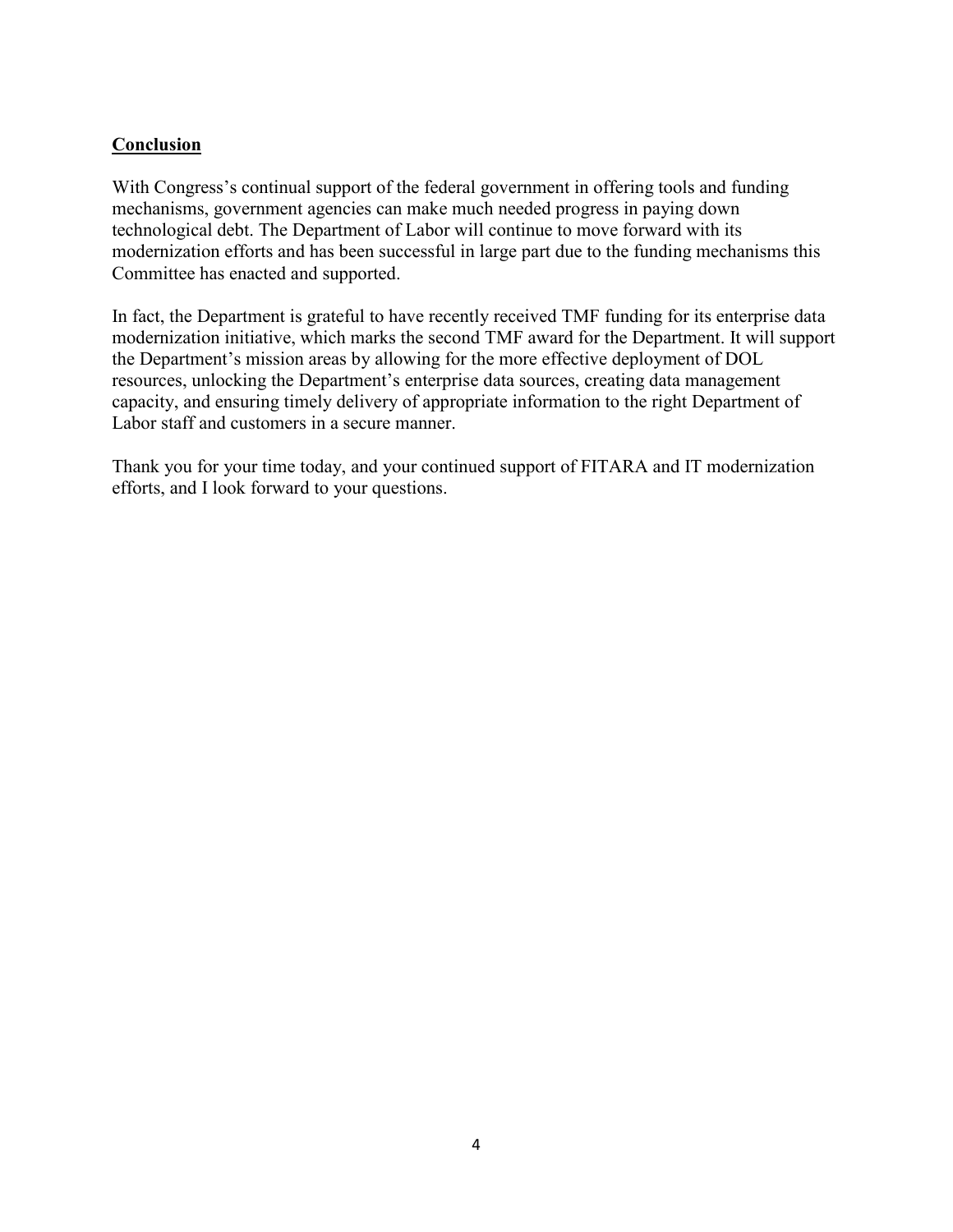## Conclusion

With Congress's continual support of the federal government in offering tools and funding mechanisms, government agencies can make much needed progress in paying down technological debt. The Department of Labor will continue to move forward with its modernization efforts and has been successful in large part due to the funding mechanisms this Committee has enacted and supported.

In fact, the Department is grateful to have recently received TMF funding for its enterprise data modernization initiative, which marks the second TMF award for the Department. It will support the Department's mission areas by allowing for the more effective deployment of DOL resources, unlocking the Department's enterprise data sources, creating data management capacity, and ensuring timely delivery of appropriate information to the right Department of Labor staff and customers in a secure manner.

Thank you for your time today, and your continued support of FITARA and IT modernization efforts, and I look forward to your questions.